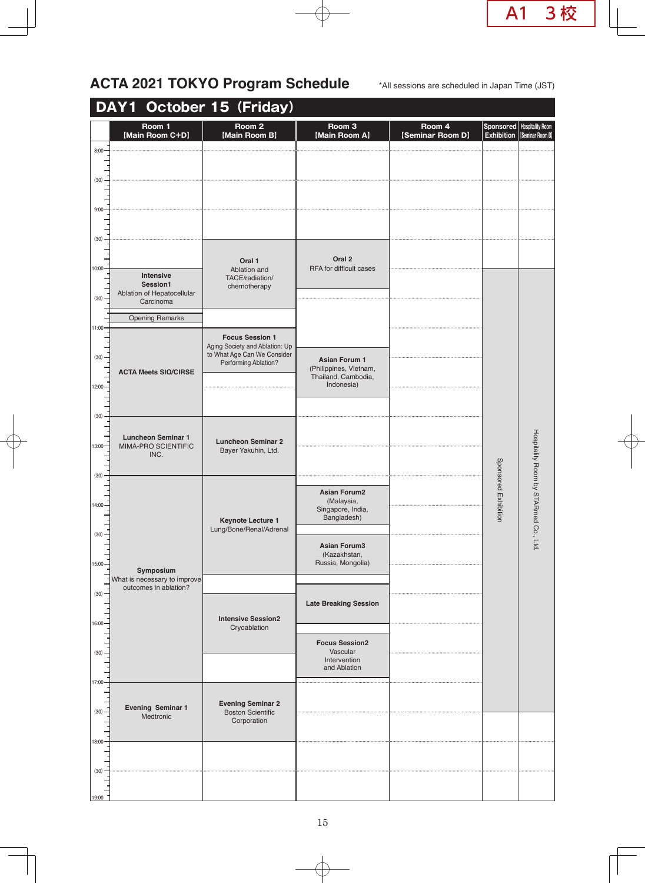# ACTA 2021 TOKYO Program Schedule

*All sessions are scheduled in Japan Time (JST)

## DAY1 October 15 (Friday)

| Time | Room 1 [Main Room C+D] | Room 2 [Main Room B] | Room 3 [Main Room A] | Room 4 [Seminar Room D] | Sponsored Exhibition | Hospitality Room [Seminar Room B] |
|---|---|---|---|---|---|---|
| 8:00 | | | | | | |
| 9:00 | | | | | | |
| 9:30 | | **Oral 1** Ablation and TACE/radiation/chemotherapy | **Oral 2** RFA for difficult cases | | | |
| 10:00 | **Intensive Session1** Ablation of Hepatocellular Carcinoma | | | | Sponsored Exhibition | Hospitality Room by STARmed Co., Ltd. |
| 10:45 | Opening Remarks | | | | | |
| 11:00 | **ACTA Meets SIO/CIRSE** | **Focus Session 1** Aging Society and Ablation: Up to What Age Can We Consider Performing Ablation? | | | | |
| 11:20 | | | **Asian Forum 1** (Philippines, Vietnam, Thailand, Cambodia, Indonesia) | | | |
| 12:30 | **Luncheon Seminar 1** MIMA-PRO SCIENTIFIC INC. | **Luncheon Seminar 2** Bayer Yakuhin, Ltd. | | | | |
| 13:30 | **Symposium** What is necessary to improve outcomes in ablation? | **Keynote Lecture 1** Lung/Bone/Renal/Adrenal | | | | |
| 13:40 | | | **Asian Forum2** (Malaysia, Singapore, India, Bangladesh) | | | |
| 14:30 | | | **Asian Forum3** (Kazakhstan, Russia, Mongolia) | | | |
| 15:20 | | | **Late Breaking Session** | | | |
| 15:30 | | **Intensive Session2** Cryoablation | | | | |
| 16:10 | | | **Focus Session2** Vascular Intervention and Ablation | | | |
| 17:00 | **Evening Seminar 1** Medtronic | **Evening Seminar 2** Boston Scientific Corporation | | | | |
| 18:00 | | | | | | |
| 19:00 | | | | | | |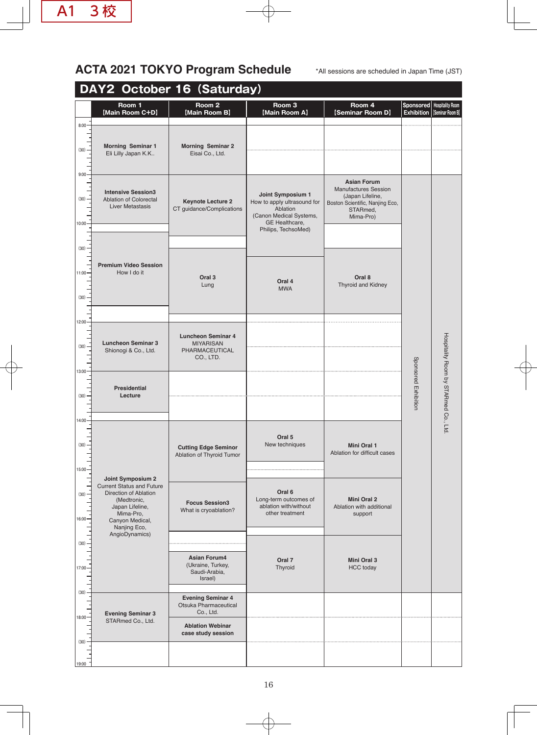# ACTA 2021 TOKYO Program Schedule

*All sessions are scheduled in Japan Time (JST)

## DAY2 October 16 (Saturday)

| Time | Room 1 [Main Room C+D] | Room 2 [Main Room B] | Room 3 [Main Room A] | Room 4 [Seminar Room D] | Sponsored Exhibition | Hospitality Room [Seminar Room B] |
|---|---|---|---|---|---|---|
| 8:00–9:00 | **Morning Seminar 1** Eli Lilly Japan K.K.. | **Morning Seminar 2** Eisai Co., Ltd. | | | | |
| 9:00–10:00 | **Intensive Session3** Ablation of Colorectal Liver Metastasis | **Keynote Lecture 2** CT guidance/Complications | **Joint Symposium 1** How to apply ultrasound for Ablation (Canon Medical Systems, GE Healthcare, Philips, TechsoMed) | **Asian Forum** Manufactures Session (Japan Lifeline, Boston Scientific, Nanjing Eco, STARmed, Mima-Pro) | Sponsored Exhibition (9:00–17:30) | Hospitality Room by STARmed Co., Ltd. (9:00–17:30) |
| 10:10–11:40 | **Premium Video Session** How I do it | | | | | |
| 10:30–11:50 | | **Oral 3** Lung | | **Oral 8** Thyroid and Kidney | | |
| 10:40–11:50 | | | **Oral 4** MWA | | | |
| 12:00–13:00 | **Luncheon Seminar 3** Shionogi & Co., Ltd. | **Luncheon Seminar 4** MIYARISAN PHARMACEUTICAL CO., LTD. | | | | |
| 13:00–13:50 | **Presidential Lecture** | | | | | |
| 14:00–17:30 | **Joint Symposium 2** Current Status and Future Direction of Ablation (Medtronic, Japan Lifeline, Mima-Pro, Canyon Medical, Nanjing Eco, AngioDynamics) | | | | | |
| 14:00–15:15 | | **Cutting Edge Seminor** Ablation of Thyroid Tumor | | | | |
| 14:00–14:50 | | | **Oral 5** New techniques | | | |
| 14:00–15:10 | | | | **Mini Oral 1** Ablation for difficult cases | | |
| 15:15–16:15 | | **Focus Session3** What is cryoablation? | | | | |
| 15:10–16:10 | | | **Oral 6** Long-term outcomes of ablation with/without other treatment | | | |
| 15:10–16:20 | | | | **Mini Oral 2** Ablation with additional support | | |
| 16:40–17:20 | | **Asian Forum4** (Ukraine, Turkey, Saudi-Arabia, Israel) | | | | |
| 16:20–17:30 | | | **Oral 7** Thyroid | **Mini Oral 3** HCC today | | |
| 17:30–18:30 | **Evening Seminar 3** STARmed Co., Ltd. | **Evening Seminar 4** Otsuka Pharmaceutical Co., Ltd. (17:30–18:00) | | | | |
| 18:00–18:30 | | **Ablation Webinar case study session** | | | | |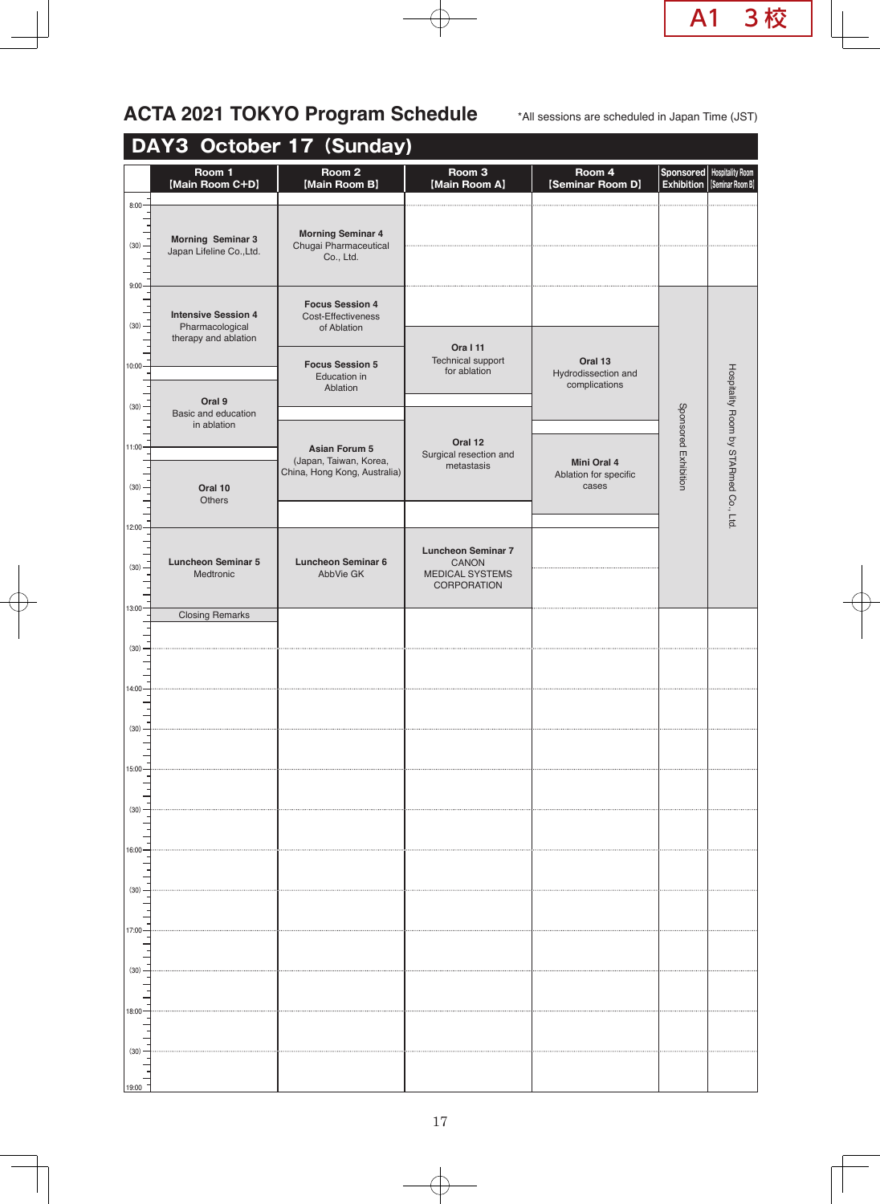## ACTA 2021 TOKYO Program Schedule

*All sessions are scheduled in Japan Time (JST)

## DAY3 October 17 (Sunday)

| Time | Room 1 [Main Room C+D] | Room 2 [Main Room B] | Room 3 [Main Room A] | Room 4 [Seminar Room D] | Sponsored Exhibition | Hospitality Room [Seminar Room B] |
|---|---|---|---|---|---|---|
| 8:00 | **Morning Seminar 3** Japan Lifeline Co.,Ltd. | **Morning Seminar 4** Chugai Pharmaceutical Co., Ltd. | | | | |
| 9:00 | **Intensive Session 4** Pharmacological therapy and ablation | **Focus Session 4** Cost-Effectiveness of Ablation | | | Sponsored Exhibition | Hospitality Room by STARmed Co., Ltd. |
| 9:30 | | | **Oral 11** Technical support for ablation | **Oral 13** Hydrodissection and complications | | |
| 9:45 | | **Focus Session 5** Education in Ablation | | | | |
| 10:10 | **Oral 9** Basic and education in ablation | | | | | |
| 10:30 | | **Asian Forum 5** (Japan, Taiwan, Korea, China, Hong Kong, Australia) | **Oral 12** Surgical resection and metastasis | | | |
| 10:50 | | | | **Mini Oral 4** Ablation for specific cases | | |
| 11:10 | **Oral 10** Others | | | | | |
| 12:00 | **Luncheon Seminar 5** Medtronic | **Luncheon Seminar 6** AbbVie GK | **Luncheon Seminar 7** CANON MEDICAL SYSTEMS CORPORATION | | | |
| 13:00 | Closing Remarks | | | | | |